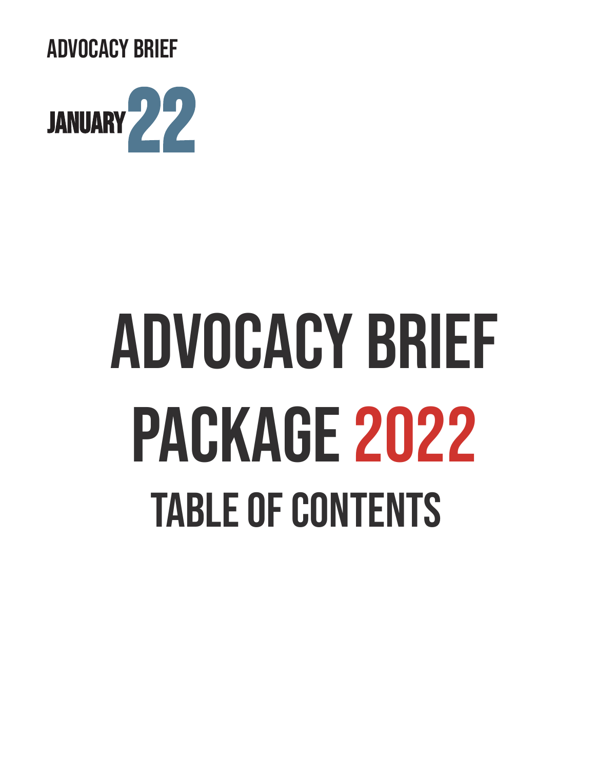ADVOCACY BRIEF

JANUARY 22

# ADVOCACY BRIEF PACKAGE 2022

## TABLE OF CONTENTS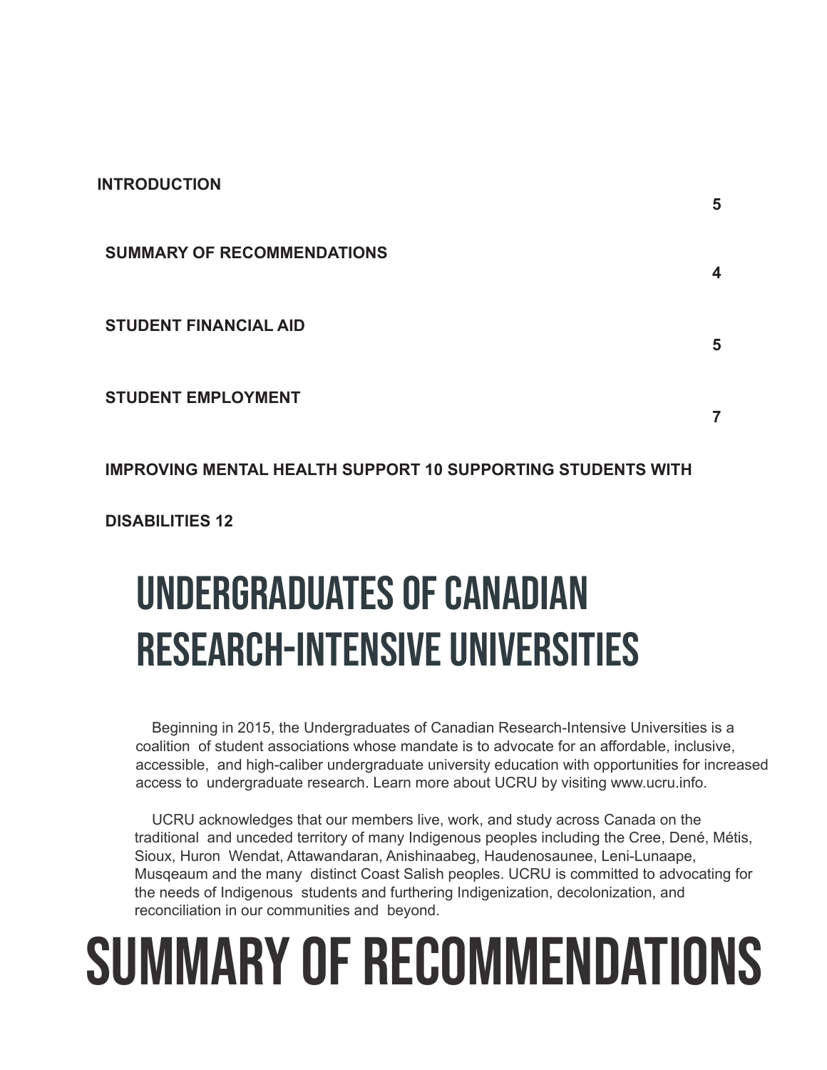**INTRODUCTION** 5

**SUMMARY OF RECOMMENDATIONS** 4

**STUDENT FINANCIAL AID** 5

**STUDENT EMPLOYMENT** 7

**IMPROVING MENTAL HEALTH SUPPORT 10 SUPPORTING STUDENTS WITH DISABILITIES 12**

# UNDERGRADUATES OF CANADIAN RESEARCH-INTENSIVE UNIVERSITIES

Beginning in 2015, the Undergraduates of Canadian Research-Intensive Universities is a coalition of student associations whose mandate is to advocate for an affordable, inclusive, accessible, and high-caliber undergraduate university education with opportunities for increased access to undergraduate research. Learn more about UCRU by visiting www.ucru.info.

UCRU acknowledges that our members live, work, and study across Canada on the traditional and unceded territory of many Indigenous peoples including the Cree, Dené, Métis, Sioux, Huron Wendat, Attawandaran, Anishinaabeg, Haudenosaunee, Leni-Lunaape, Musqeaum and the many distinct Coast Salish peoples. UCRU is committed to advocating for the needs of Indigenous students and furthering Indigenization, decolonization, and reconciliation in our communities and beyond.

# SUMMARY OF RECOMMENDATIONS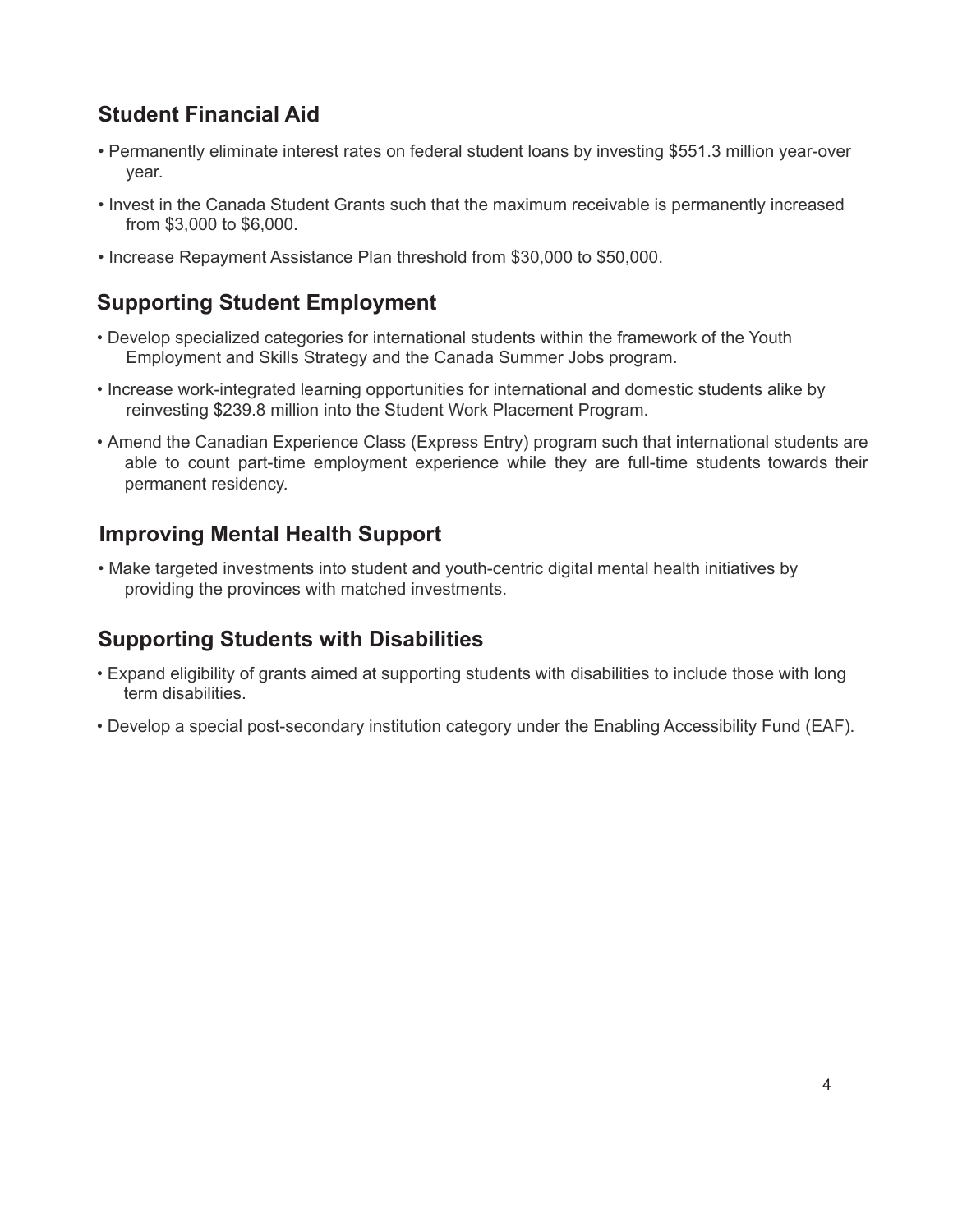## Student Financial Aid

- Permanently eliminate interest rates on federal student loans by investing $551.3 million year-over year.
- Invest in the Canada Student Grants such that the maximum receivable is permanently increased from $3,000 to $6,000.
- Increase Repayment Assistance Plan threshold from $30,000 to $50,000.

## Supporting Student Employment

- Develop specialized categories for international students within the framework of the Youth Employment and Skills Strategy and the Canada Summer Jobs program.
- Increase work-integrated learning opportunities for international and domestic students alike by reinvesting $239.8 million into the Student Work Placement Program.
- Amend the Canadian Experience Class (Express Entry) program such that international students are able to count part-time employment experience while they are full-time students towards their permanent residency.

## Improving Mental Health Support

- Make targeted investments into student and youth-centric digital mental health initiatives by providing the provinces with matched investments.

## Supporting Students with Disabilities

- Expand eligibility of grants aimed at supporting students with disabilities to include those with long term disabilities.
- Develop a special post-secondary institution category under the Enabling Accessibility Fund (EAF).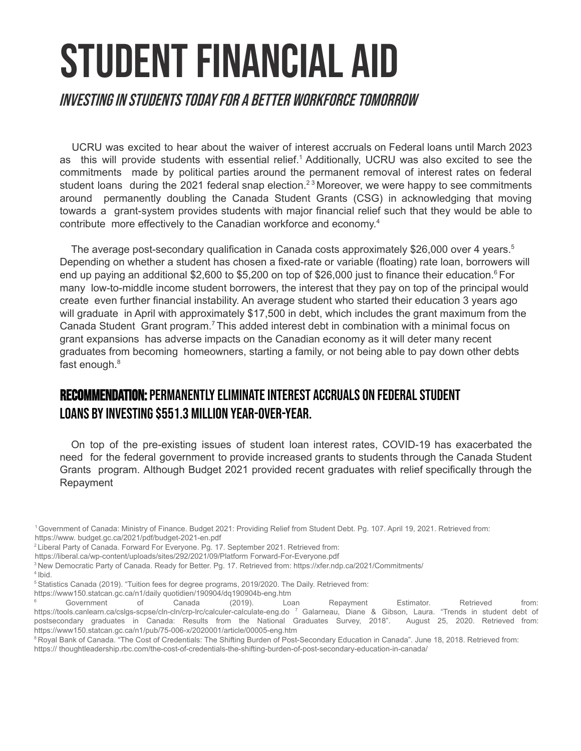# STUDENT FINANCIAL AID

## *INVESTING IN STUDENTS TODAY FOR A BETTER WORKFORCE TOMORROW*

UCRU was excited to hear about the waiver of interest accruals on Federal loans until March 2023 as this will provide students with essential relief.[1] Additionally, UCRU was also excited to see the commitments made by political parties around the permanent removal of interest rates on federal student loans during the 2021 federal snap election.[2,3] Moreover, we were happy to see commitments around permanently doubling the Canada Student Grants (CSG) in acknowledging that moving towards a grant-system provides students with major financial relief such that they would be able to contribute more effectively to the Canadian workforce and economy.[4]

The average post-secondary qualification in Canada costs approximately $26,000 over 4 years.[5] Depending on whether a student has chosen a fixed-rate or variable (floating) rate loan, borrowers will end up paying an additional $2,600 to $5,200 on top of $26,000 just to finance their education.[6] For many low-to-middle income student borrowers, the interest that they pay on top of the principal would create even further financial instability. An average student who started their education 3 years ago will graduate in April with approximately $17,500 in debt, which includes the grant maximum from the Canada Student Grant program.[7] This added interest debt in combination with a minimal focus on grant expansions has adverse impacts on the Canadian economy as it will deter many recent graduates from becoming homeowners, starting a family, or not being able to pay down other debts fast enough.[8]

### **RECOMMENDATION:** PERMANENTLY ELIMINATE INTEREST ACCRUALS ON FEDERAL STUDENT LOANS BY INVESTING $551.3 MILLION YEAR-OVER-YEAR.

On top of the pre-existing issues of student loan interest rates, COVID-19 has exacerbated the need for the federal government to provide increased grants to students through the Canada Student Grants program. Although Budget 2021 provided recent graduates with relief specifically through the Repayment

---

[1] Government of Canada: Ministry of Finance. Budget 2021: Providing Relief from Student Debt. Pg. 107. April 19, 2021. Retrieved from: https://www. budget.gc.ca/2021/pdf/budget-2021-en.pdf

[2] Liberal Party of Canada. Forward For Everyone. Pg. 17. September 2021. Retrieved from: https://liberal.ca/wp-content/uploads/sites/292/2021/09/Platform Forward-For-Everyone.pdf

[3] New Democratic Party of Canada. Ready for Better. Pg. 17. Retrieved from: https://xfer.ndp.ca/2021/Commitments/

[4] Ibid.

[5] Statistics Canada (2019). "Tuition fees for degree programs, 2019/2020. The Daily. Retrieved from: https://www150.statcan.gc.ca/n1/daily quotidien/190904/dq190904b-eng.htm

[6] Government of Canada (2019). Loan Repayment Estimator. Retrieved from: https://tools.canlearn.ca/cslgs-scpse/cln-cln/crp-lrc/calculer-calculate-eng.do

[7] Galarneau, Diane & Gibson, Laura. "Trends in student debt of postsecondary graduates in Canada: Results from the National Graduates Survey, 2018". August 25, 2020. Retrieved from: https://www150.statcan.gc.ca/n1/pub/75-006-x/2020001/article/00005-eng.htm

[8] Royal Bank of Canada. "The Cost of Credentials: The Shifting Burden of Post-Secondary Education in Canada". June 18, 2018. Retrieved from: https:// thoughtleadership.rbc.com/the-cost-of-credentials-the-shifting-burden-of-post-secondary-education-in-canada/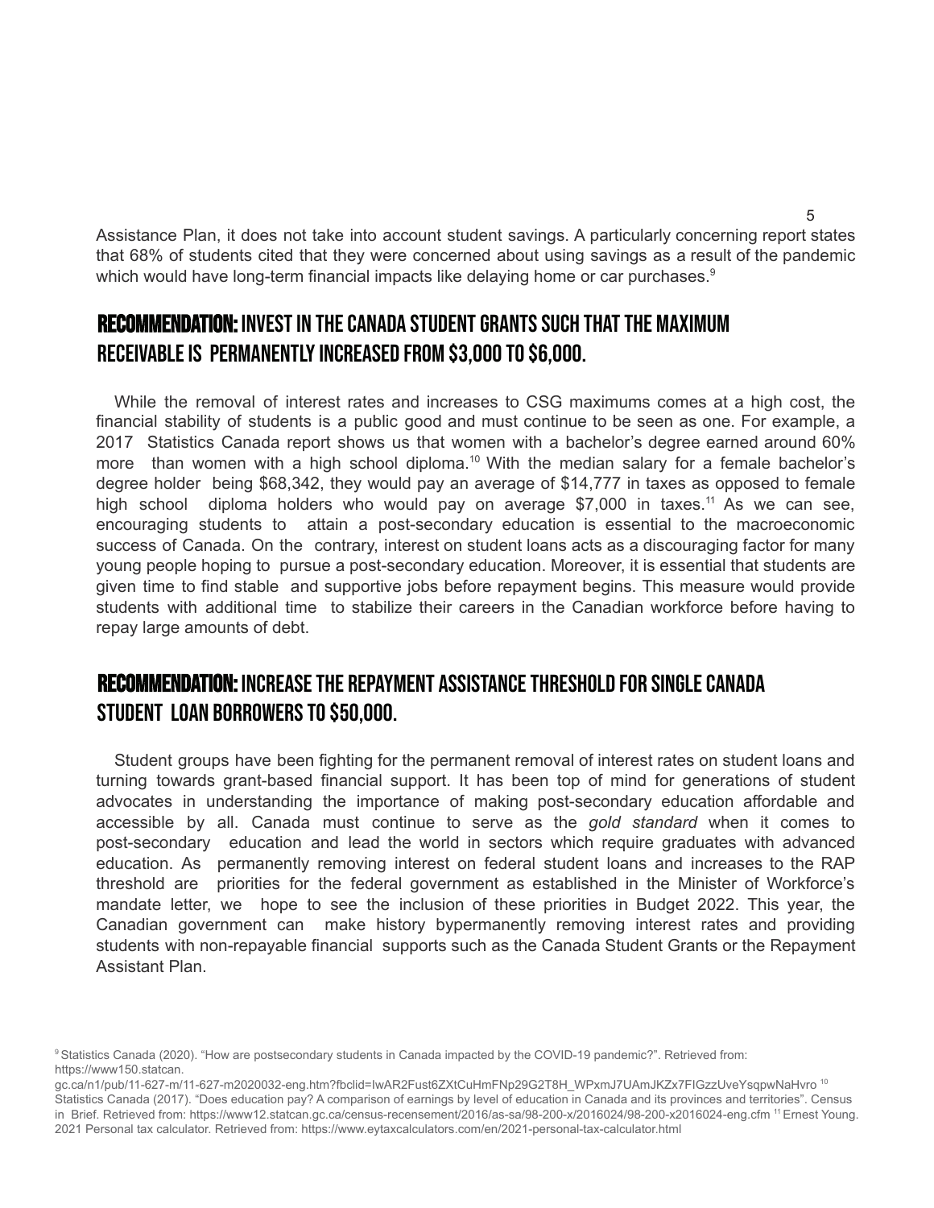Assistance Plan, it does not take into account student savings. A particularly concerning report states that 68% of students cited that they were concerned about using savings as a result of the pandemic which would have long-term financial impacts like delaying home or car purchases.[9]

## RECOMMENDATION: INVEST IN THE CANADA STUDENT GRANTS SUCH THAT THE MAXIMUM RECEIVABLE IS PERMANENTLY INCREASED FROM $3,000 TO $6,000.

While the removal of interest rates and increases to CSG maximums comes at a high cost, the financial stability of students is a public good and must continue to be seen as one. For example, a 2017 Statistics Canada report shows us that women with a bachelor's degree earned around 60% more than women with a high school diploma.[10] With the median salary for a female bachelor's degree holder being $68,342, they would pay an average of $14,777 in taxes as opposed to female high school diploma holders who would pay on average $7,000 in taxes.[11] As we can see, encouraging students to attain a post-secondary education is essential to the macroeconomic success of Canada. On the contrary, interest on student loans acts as a discouraging factor for many young people hoping to pursue a post-secondary education. Moreover, it is essential that students are given time to find stable and supportive jobs before repayment begins. This measure would provide students with additional time to stabilize their careers in the Canadian workforce before having to repay large amounts of debt.

## RECOMMENDATION: INCREASE THE REPAYMENT ASSISTANCE THRESHOLD FOR SINGLE CANADA STUDENT LOAN BORROWERS TO $50,000.

Student groups have been fighting for the permanent removal of interest rates on student loans and turning towards grant-based financial support. It has been top of mind for generations of student advocates in understanding the importance of making post-secondary education affordable and accessible by all. Canada must continue to serve as the *gold standard* when it comes to post-secondary education and lead the world in sectors which require graduates with advanced education. As permanently removing interest on federal student loans and increases to the RAP threshold are priorities for the federal government as established in the Minister of Workforce's mandate letter, we hope to see the inclusion of these priorities in Budget 2022. This year, the Canadian government can make history bypermanently removing interest rates and providing students with non-repayable financial supports such as the Canada Student Grants or the Repayment Assistant Plan.

---

[9] Statistics Canada (2020). "How are postsecondary students in Canada impacted by the COVID-19 pandemic?". Retrieved from: https://www150.statcan.gc.ca/n1/pub/11-627-m/11-627-m2020032-eng.htm?fbclid=IwAR2Fust6ZXtCuHmFNp29G2T8H_WPxmJ7UAmJKZx7FIGzzUveYsqpwNaHvro

[10] Statistics Canada (2017). "Does education pay? A comparison of earnings by level of education in Canada and its provinces and territories". Census in Brief. Retrieved from: https://www12.statcan.gc.ca/census-recensement/2016/as-sa/98-200-x/2016024/98-200-x2016024-eng.cfm

[11] Ernest Young. 2021 Personal tax calculator. Retrieved from: https://www.eytaxcalculators.com/en/2021-personal-tax-calculator.html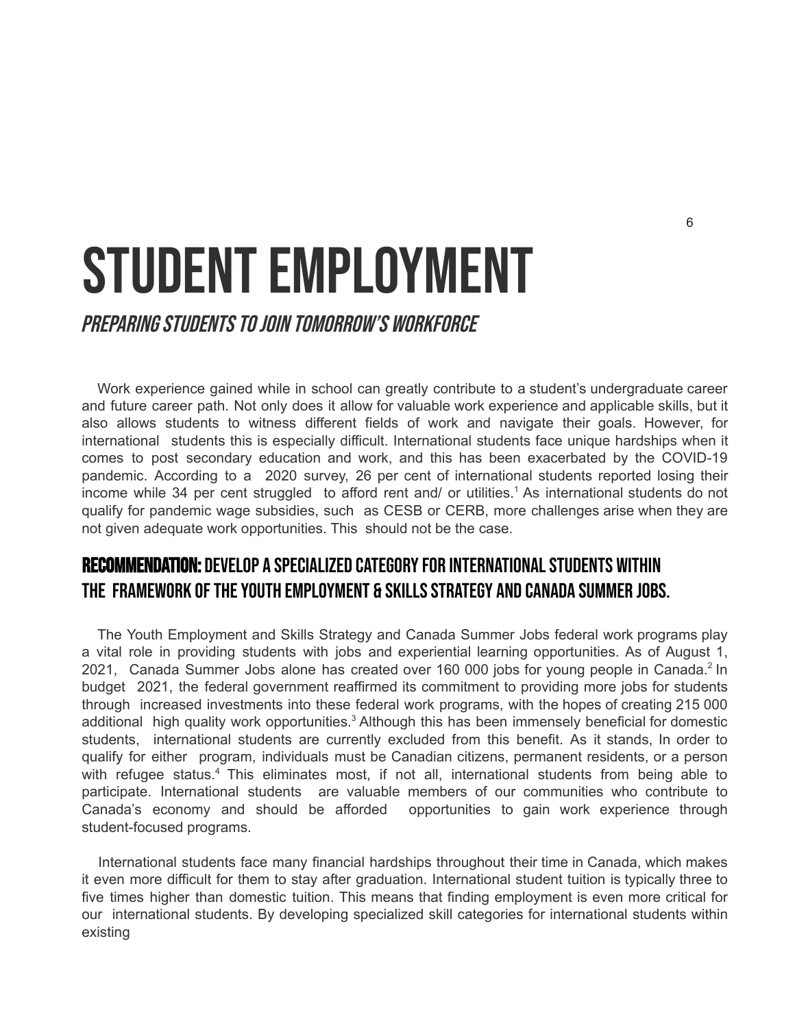# STUDENT EMPLOYMENT

## *PREPARING STUDENTS TO JOIN TOMORROW'S WORKFORCE*

Work experience gained while in school can greatly contribute to a student's undergraduate career and future career path. Not only does it allow for valuable work experience and applicable skills, but it also allows students to witness different fields of work and navigate their goals. However, for international students this is especially difficult. International students face unique hardships when it comes to post secondary education and work, and this has been exacerbated by the COVID-19 pandemic. According to a 2020 survey, 26 per cent of international students reported losing their income while 34 per cent struggled to afford rent and/ or utilities.[1] As international students do not qualify for pandemic wage subsidies, such as CESB or CERB, more challenges arise when they are not given adequate work opportunities. This should not be the case.

### RECOMMENDATION: DEVELOP A SPECIALIZED CATEGORY FOR INTERNATIONAL STUDENTS WITHIN THE FRAMEWORK OF THE YOUTH EMPLOYMENT & SKILLS STRATEGY AND CANADA SUMMER JOBS.

The Youth Employment and Skills Strategy and Canada Summer Jobs federal work programs play a vital role in providing students with jobs and experiential learning opportunities. As of August 1, 2021, Canada Summer Jobs alone has created over 160 000 jobs for young people in Canada.[2] In budget 2021, the federal government reaffirmed its commitment to providing more jobs for students through increased investments into these federal work programs, with the hopes of creating 215 000 additional high quality work opportunities.[3] Although this has been immensely beneficial for domestic students, international students are currently excluded from this benefit. As it stands, In order to qualify for either program, individuals must be Canadian citizens, permanent residents, or a person with refugee status.[4] This eliminates most, if not all, international students from being able to participate. International students are valuable members of our communities who contribute to Canada's economy and should be afforded opportunities to gain work experience through student-focused programs.

International students face many financial hardships throughout their time in Canada, which makes it even more difficult for them to stay after graduation. International student tuition is typically three to five times higher than domestic tuition. This means that finding employment is even more critical for our international students. By developing specialized skill categories for international students within existing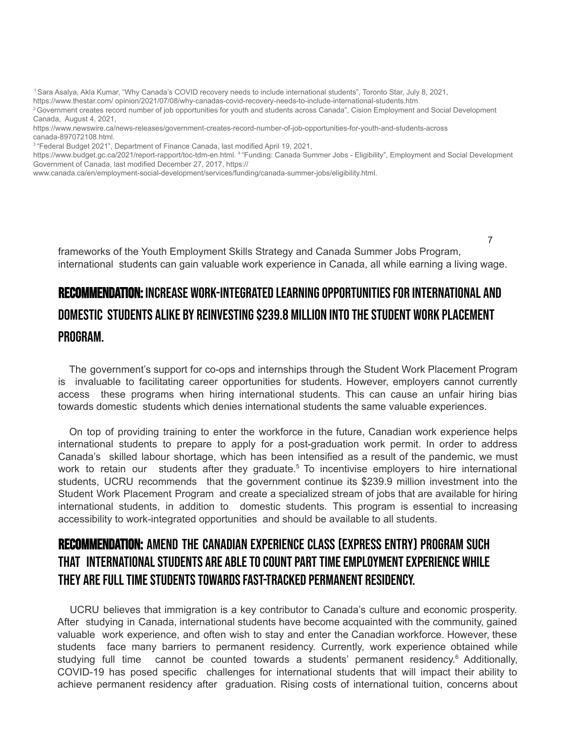[1] Sara Asalya, Akla Kumar, "Why Canada's COVID recovery needs to include international students", Toronto Star, July 8, 2021, https://www.thestar.com/ opinion/2021/07/08/why-canadas-covid-recovery-needs-to-include-international-students.htm

[2] Government creates record number of job opportunities for youth and students across Canada", Cision Employment and Social Development Canada, August 4, 2021, https://www.newswire.ca/news-releases/government-creates-record-number-of-job-opportunities-for-youth-and-students-across canada-897072108.html.

[3] "Federal Budget 2021", Department of Finance Canada, last modified April 19, 2021, https://www.budget.gc.ca/2021/report-rapport/toc-tdm-en.html. [4] "Funding: Canada Summer Jobs - Eligibility", Employment and Social Development Government of Canada, last modified December 27, 2017, https:// www.canada.ca/en/employment-social-development/services/funding/canada-summer-jobs/eligibility.html.

frameworks of the Youth Employment Skills Strategy and Canada Summer Jobs Program, international students can gain valuable work experience in Canada, all while earning a living wage.

## RECOMMENDATION: INCREASE WORK-INTEGRATED LEARNING OPPORTUNITIES FOR INTERNATIONAL AND DOMESTIC STUDENTS ALIKE BY REINVESTING $239.8 MILLION INTO THE STUDENT WORK PLACEMENT PROGRAM.

The government's support for co-ops and internships through the Student Work Placement Program is invaluable to facilitating career opportunities for students. However, employers cannot currently access these programs when hiring international students. This can cause an unfair hiring bias towards domestic students which denies international students the same valuable experiences.

On top of providing training to enter the workforce in the future, Canadian work experience helps international students to prepare to apply for a post-graduation work permit. In order to address Canada's skilled labour shortage, which has been intensified as a result of the pandemic, we must work to retain our students after they graduate.[5] To incentivise employers to hire international students, UCRU recommends that the government continue its $239.9 million investment into the Student Work Placement Program and create a specialized stream of jobs that are available for hiring international students, in addition to domestic students. This program is essential to increasing accessibility to work-integrated opportunities and should be available to all students.

## RECOMMENDATION: AMEND THE CANADIAN EXPERIENCE CLASS (EXPRESS ENTRY) PROGRAM SUCH THAT INTERNATIONAL STUDENTS ARE ABLE TO COUNT PART TIME EMPLOYMENT EXPERIENCE WHILE THEY ARE FULL TIME STUDENTS TOWARDS FAST-TRACKED PERMANENT RESIDENCY.

UCRU believes that immigration is a key contributor to Canada's culture and economic prosperity. After studying in Canada, international students have become acquainted with the community, gained valuable work experience, and often wish to stay and enter the Canadian workforce. However, these students face many barriers to permanent residency. Currently, work experience obtained while studying full time cannot be counted towards a students' permanent residency.[6] Additionally, COVID-19 has posed specific challenges for international students that will impact their ability to achieve permanent residency after graduation. Rising costs of international tuition, concerns about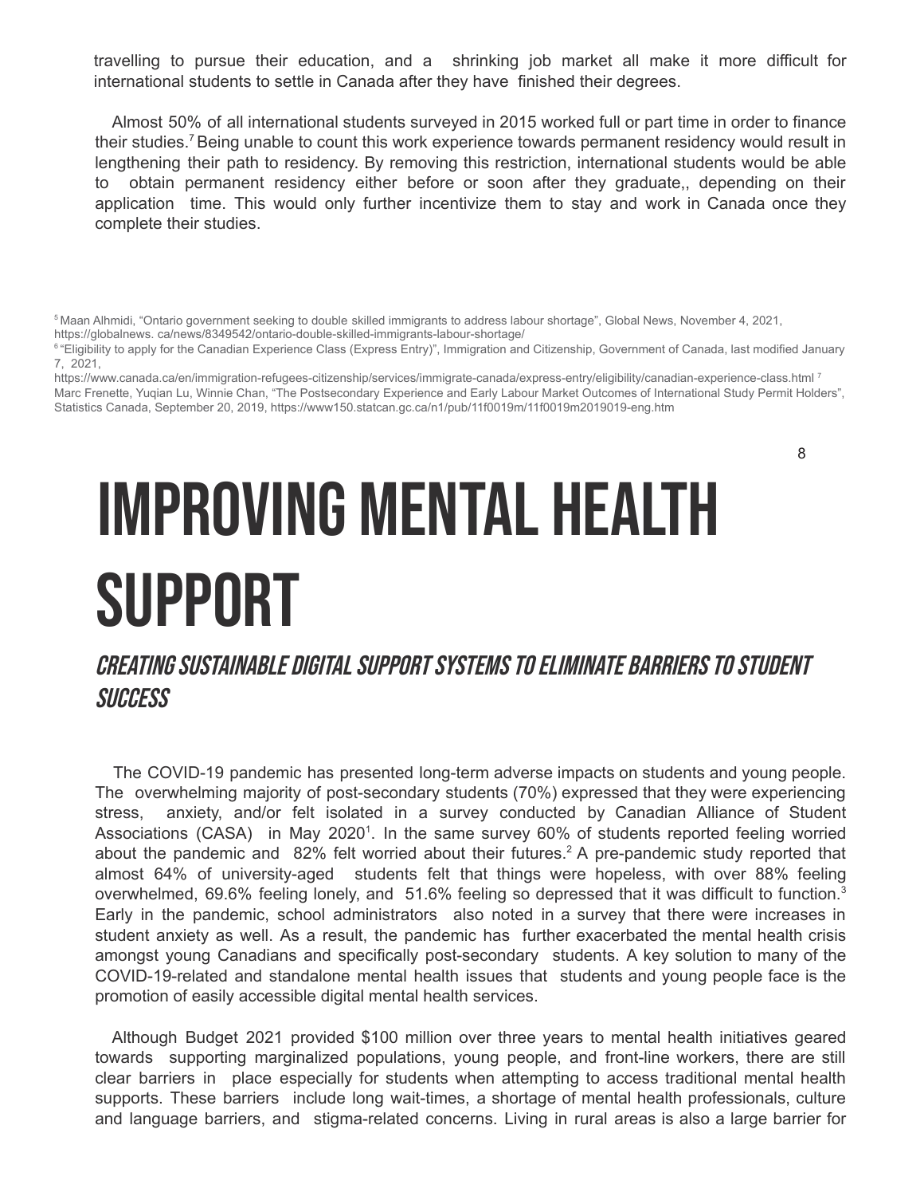travelling to pursue their education, and a shrinking job market all make it more difficult for international students to settle in Canada after they have finished their degrees.

Almost 50% of all international students surveyed in 2015 worked full or part time in order to finance their studies.[7] Being unable to count this work experience towards permanent residency would result in lengthening their path to residency. By removing this restriction, international students would be able to obtain permanent residency either before or soon after they graduate,, depending on their application time. This would only further incentivize them to stay and work in Canada once they complete their studies.

[5] Maan Alhmidi, "Ontario government seeking to double skilled immigrants to address labour shortage", Global News, November 4, 2021, https://globalnews. ca/news/8349542/ontario-double-skilled-immigrants-labour-shortage/

[6] "Eligibility to apply for the Canadian Experience Class (Express Entry)", Immigration and Citizenship, Government of Canada, last modified January 7, 2021, https://www.canada.ca/en/immigration-refugees-citizenship/services/immigrate-canada/express-entry/eligibility/canadian-experience-class.html

[7] Marc Frenette, Yuqian Lu, Winnie Chan, "The Postsecondary Experience and Early Labour Market Outcomes of International Study Permit Holders", Statistics Canada, September 20, 2019, https://www150.statcan.gc.ca/n1/pub/11f0019m/11f0019m2019019-eng.htm

# IMPROVING MENTAL HEALTH SUPPORT

## *CREATING SUSTAINABLE DIGITAL SUPPORT SYSTEMS TO ELIMINATE BARRIERS TO STUDENT SUCCESS*

The COVID-19 pandemic has presented long-term adverse impacts on students and young people. The overwhelming majority of post-secondary students (70%) expressed that they were experiencing stress, anxiety, and/or felt isolated in a survey conducted by Canadian Alliance of Student Associations (CASA) in May 2020[1]. In the same survey 60% of students reported feeling worried about the pandemic and 82% felt worried about their futures.[2] A pre-pandemic study reported that almost 64% of university-aged students felt that things were hopeless, with over 88% feeling overwhelmed, 69.6% feeling lonely, and 51.6% feeling so depressed that it was difficult to function.[3] Early in the pandemic, school administrators also noted in a survey that there were increases in student anxiety as well. As a result, the pandemic has further exacerbated the mental health crisis amongst young Canadians and specifically post-secondary students. A key solution to many of the COVID-19-related and standalone mental health issues that students and young people face is the promotion of easily accessible digital mental health services.

Although Budget 2021 provided $100 million over three years to mental health initiatives geared towards supporting marginalized populations, young people, and front-line workers, there are still clear barriers in place especially for students when attempting to access traditional mental health supports. These barriers include long wait-times, a shortage of mental health professionals, culture and language barriers, and stigma-related concerns. Living in rural areas is also a large barrier for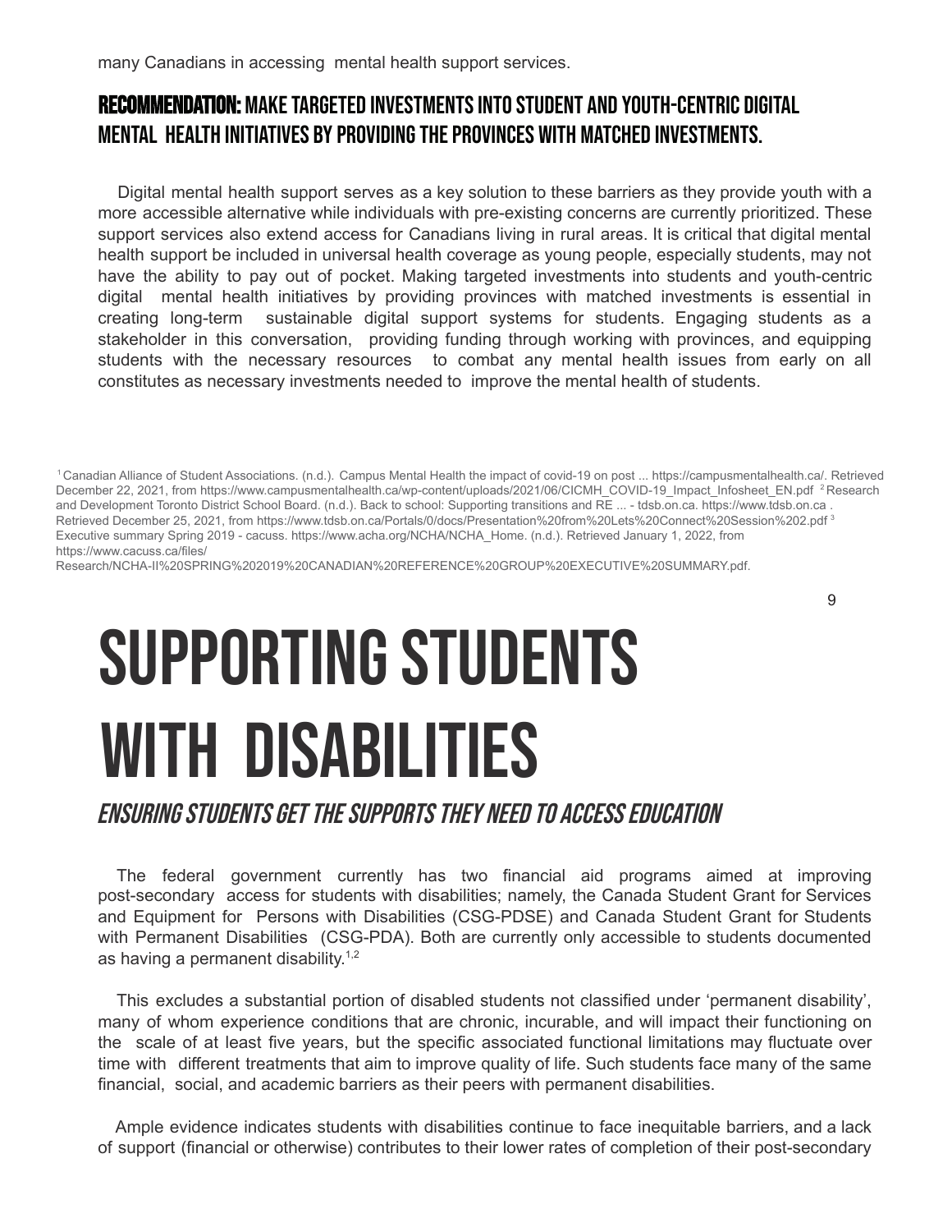many Canadians in accessing mental health support services.

### RECOMMENDATION: MAKE TARGETED INVESTMENTS INTO STUDENT AND YOUTH-CENTRIC DIGITAL MENTAL HEALTH INITIATIVES BY PROVIDING THE PROVINCES WITH MATCHED INVESTMENTS.

Digital mental health support serves as a key solution to these barriers as they provide youth with a more accessible alternative while individuals with pre-existing concerns are currently prioritized. These support services also extend access for Canadians living in rural areas. It is critical that digital mental health support be included in universal health coverage as young people, especially students, may not have the ability to pay out of pocket. Making targeted investments into students and youth-centric digital mental health initiatives by providing provinces with matched investments is essential in creating long-term sustainable digital support systems for students. Engaging students as a stakeholder in this conversation, providing funding through working with provinces, and equipping students with the necessary resources to combat any mental health issues from early on all constitutes as necessary investments needed to improve the mental health of students.

[1] Canadian Alliance of Student Associations. (n.d.). Campus Mental Health the impact of covid-19 on post ... https://campusmentalhealth.ca/. Retrieved December 22, 2021, from https://www.campusmentalhealth.ca/wp-content/uploads/2021/06/CICMH_COVID-19_Impact_Infosheet_EN.pdf [2] Research and Development Toronto District School Board. (n.d.). Back to school: Supporting transitions and RE ... - tdsb.on.ca. https://www.tdsb.on.ca . Retrieved December 25, 2021, from https://www.tdsb.on.ca/Portals/0/docs/Presentation%20from%20Lets%20Connect%20Session%202.pdf [3] Executive summary Spring 2019 - cacuss. https://www.acha.org/NCHA/NCHA_Home. (n.d.). Retrieved January 1, 2022, from https://www.cacuss.ca/files/Research/NCHA-II%20SPRING%202019%20CANADIAN%20REFERENCE%20GROUP%20EXECUTIVE%20SUMMARY.pdf.

# SUPPORTING STUDENTS WITH DISABILITIES

## *ENSURING STUDENTS GET THE SUPPORTS THEY NEED TO ACCESS EDUCATION*

The federal government currently has two financial aid programs aimed at improving post-secondary access for students with disabilities; namely, the Canada Student Grant for Services and Equipment for Persons with Disabilities (CSG-PDSE) and Canada Student Grant for Students with Permanent Disabilities (CSG-PDA). Both are currently only accessible to students documented as having a permanent disability.[1,2]

This excludes a substantial portion of disabled students not classified under 'permanent disability', many of whom experience conditions that are chronic, incurable, and will impact their functioning on the scale of at least five years, but the specific associated functional limitations may fluctuate over time with different treatments that aim to improve quality of life. Such students face many of the same financial, social, and academic barriers as their peers with permanent disabilities.

Ample evidence indicates students with disabilities continue to face inequitable barriers, and a lack of support (financial or otherwise) contributes to their lower rates of completion of their post-secondary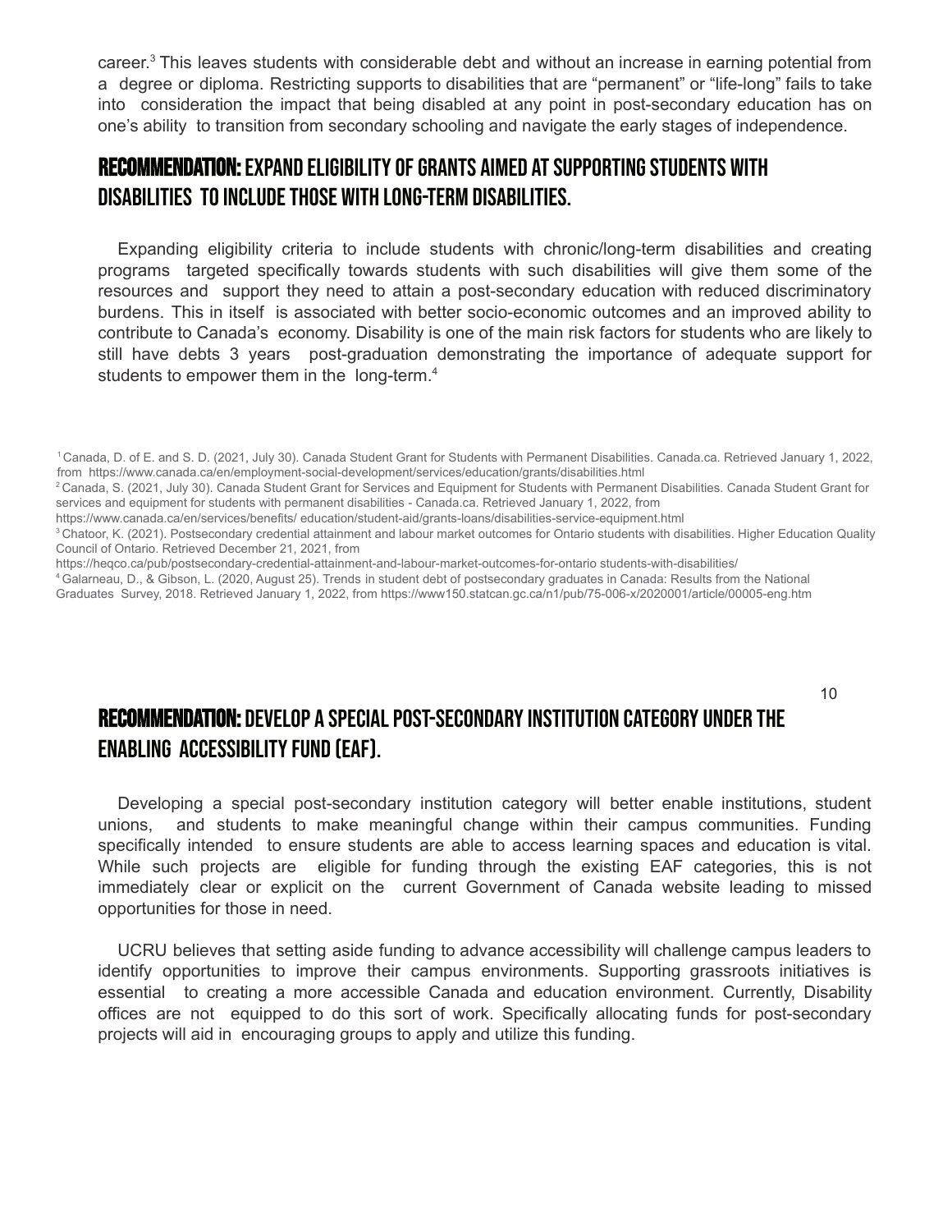career.[3] This leaves students with considerable debt and without an increase in earning potential from a degree or diploma. Restricting supports to disabilities that are "permanent" or "life-long" fails to take into consideration the impact that being disabled at any point in post-secondary education has on one's ability to transition from secondary schooling and navigate the early stages of independence.

## **Recommendation:** Expand eligibility of grants aimed at supporting students with disabilities to include those with long-term disabilities.

Expanding eligibility criteria to include students with chronic/long-term disabilities and creating programs targeted specifically towards students with such disabilities will give them some of the resources and support they need to attain a post-secondary education with reduced discriminatory burdens. This in itself is associated with better socio-economic outcomes and an improved ability to contribute to Canada's economy. Disability is one of the main risk factors for students who are likely to still have debts 3 years post-graduation demonstrating the importance of adequate support for students to empower them in the long-term.[4]

[1] Canada, D. of E. and S. D. (2021, July 30). Canada Student Grant for Students with Permanent Disabilities. Canada.ca. Retrieved January 1, 2022, from https://www.canada.ca/en/employment-social-development/services/education/grants/disabilities.html

[2] Canada, S. (2021, July 30). Canada Student Grant for Services and Equipment for Students with Permanent Disabilities. Canada Student Grant for services and equipment for students with permanent disabilities - Canada.ca. Retrieved January 1, 2022, from https://www.canada.ca/en/services/benefits/ education/student-aid/grants-loans/disabilities-service-equipment.html

[3] Chatoor, K. (2021). Postsecondary credential attainment and labour market outcomes for Ontario students with disabilities. Higher Education Quality Council of Ontario. Retrieved December 21, 2021, from https://heqco.ca/pub/postsecondary-credential-attainment-and-labour-market-outcomes-for-ontario students-with-disabilities/

[4] Galarneau, D., & Gibson, L. (2020, August 25). Trends in student debt of postsecondary graduates in Canada: Results from the National Graduates Survey, 2018. Retrieved January 1, 2022, from https://www150.statcan.gc.ca/n1/pub/75-006-x/2020001/article/00005-eng.htm

## **Recommendation:** Develop a special post-secondary institution category under the Enabling Accessibility Fund (EAF).

Developing a special post-secondary institution category will better enable institutions, student unions, and students to make meaningful change within their campus communities. Funding specifically intended to ensure students are able to access learning spaces and education is vital. While such projects are eligible for funding through the existing EAF categories, this is not immediately clear or explicit on the current Government of Canada website leading to missed opportunities for those in need.

UCRU believes that setting aside funding to advance accessibility will challenge campus leaders to identify opportunities to improve their campus environments. Supporting grassroots initiatives is essential to creating a more accessible Canada and education environment. Currently, Disability offices are not equipped to do this sort of work. Specifically allocating funds for post-secondary projects will aid in encouraging groups to apply and utilize this funding.